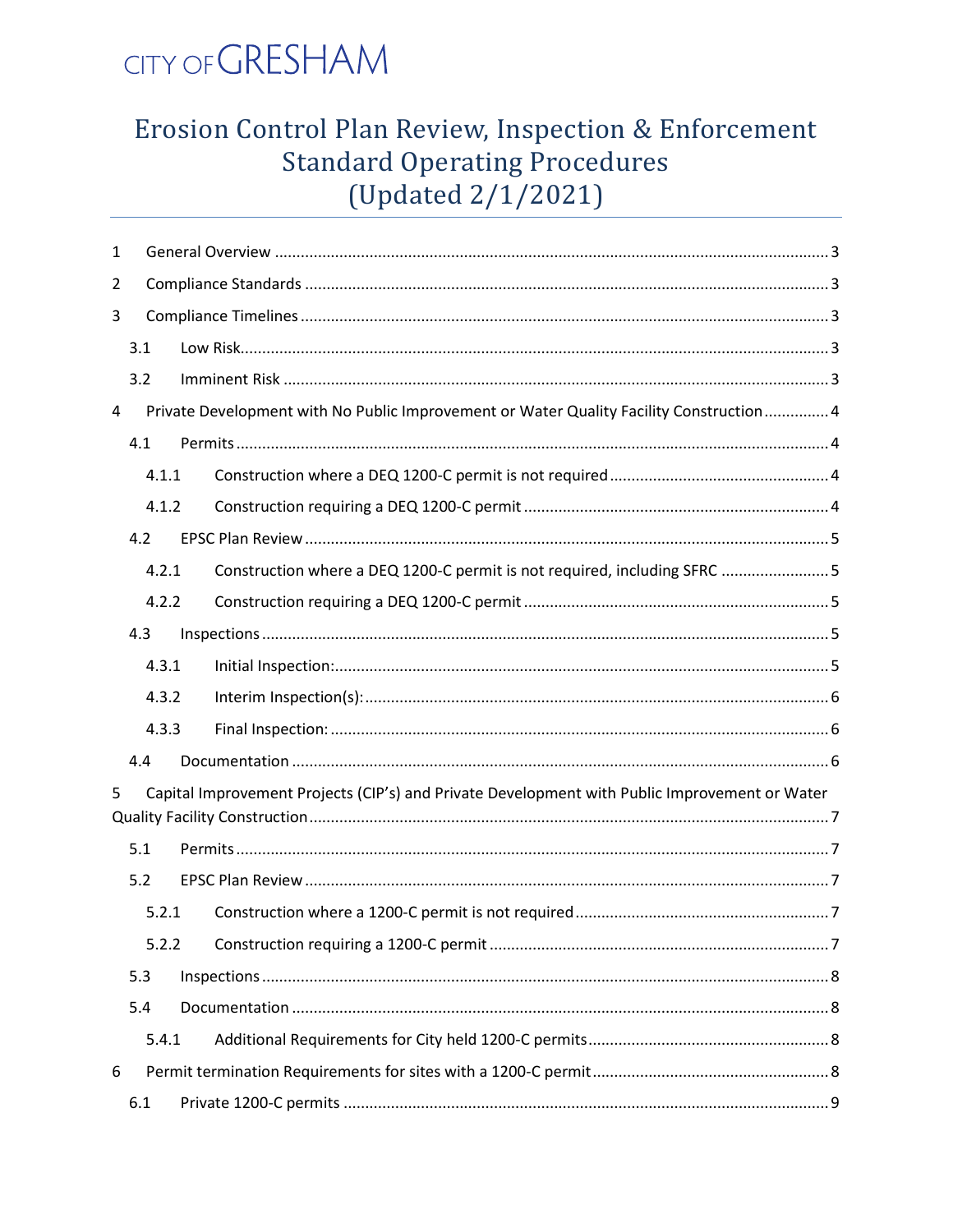CITY OF GRESHAM

# Erosion Control Plan Review, Inspection & Enforcement Standard Operating Procedures (Updated 2/1/2021)

1 General Overview ..... 3

2 Compliance Standards ..... 3

3 Compliance Timelines ..... 3

- 3.1 Low Risk ..... 3
- 3.2 Imminent Risk ..... 3

4 Private Development with No Public Improvement or Water Quality Facility Construction ..... 4

- 4.1 Permits ..... 4
  - 4.1.1 Construction where a DEQ 1200-C permit is not required ..... 4
  - 4.1.2 Construction requiring a DEQ 1200-C permit ..... 4
- 4.2 EPSC Plan Review ..... 5
  - 4.2.1 Construction where a DEQ 1200-C permit is not required, including SFRC ..... 5
  - 4.2.2 Construction requiring a DEQ 1200-C permit ..... 5
- 4.3 Inspections ..... 5
  - 4.3.1 Initial Inspection: ..... 5
  - 4.3.2 Interim Inspection(s): ..... 6
  - 4.3.3 Final Inspection: ..... 6
- 4.4 Documentation ..... 6

5 Capital Improvement Projects (CIP's) and Private Development with Public Improvement or Water Quality Facility Construction ..... 7

- 5.1 Permits ..... 7
- 5.2 EPSC Plan Review ..... 7
  - 5.2.1 Construction where a 1200-C permit is not required ..... 7
  - 5.2.2 Construction requiring a 1200-C permit ..... 7
- 5.3 Inspections ..... 8
- 5.4 Documentation ..... 8
  - 5.4.1 Additional Requirements for City held 1200-C permits ..... 8

6 Permit termination Requirements for sites with a 1200-C permit ..... 8

- 6.1 Private 1200-C permits ..... 9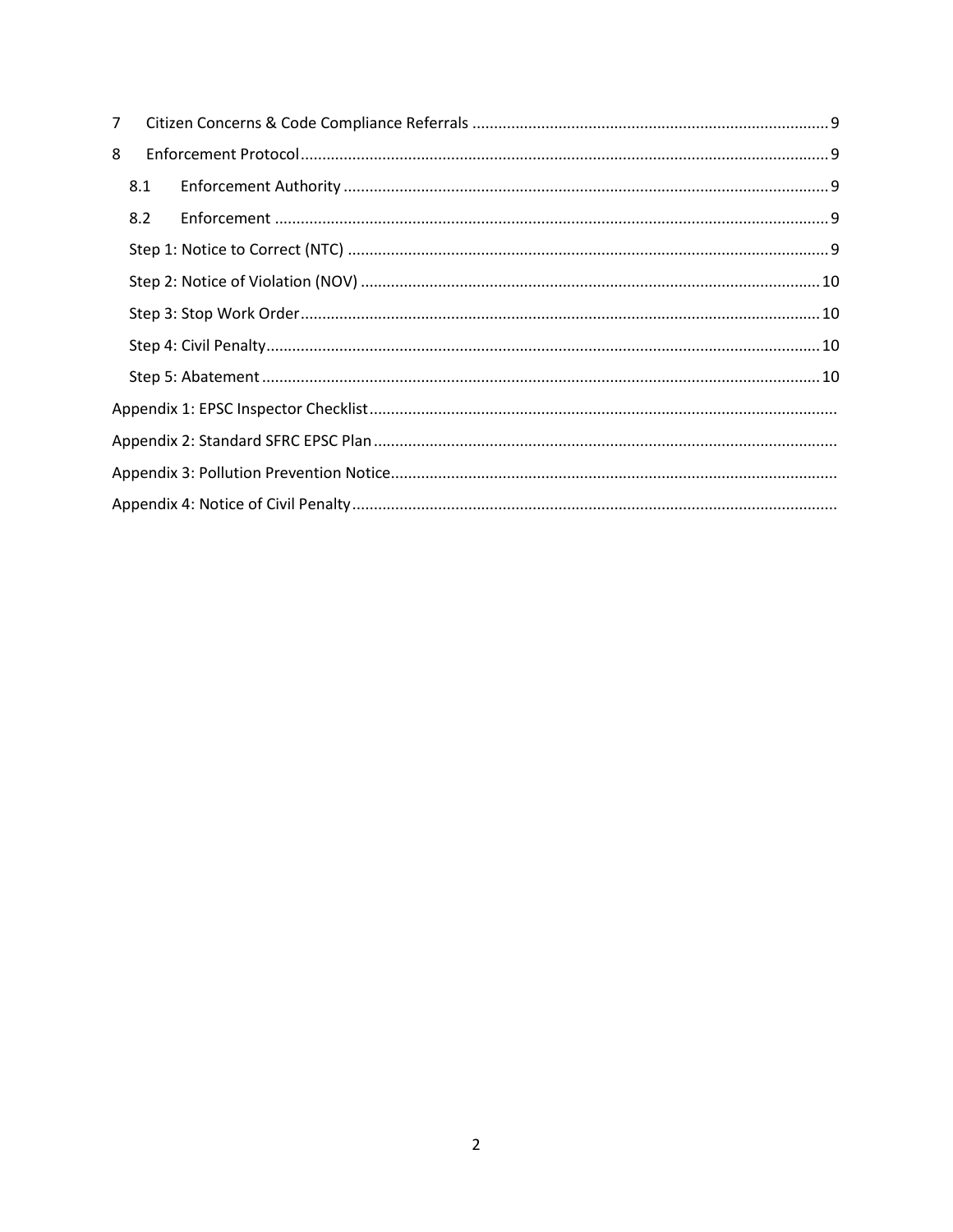7 Citizen Concerns & Code Compliance Referrals .......... 9

8 Enforcement Protocol .......... 9

- 8.1 Enforcement Authority .......... 9
- 8.2 Enforcement .......... 9
- Step 1: Notice to Correct (NTC) .......... 9
- Step 2: Notice of Violation (NOV) .......... 10
- Step 3: Stop Work Order .......... 10
- Step 4: Civil Penalty .......... 10
- Step 5: Abatement .......... 10

Appendix 1: EPSC Inspector Checklist ..........

Appendix 2: Standard SFRC EPSC Plan ..........

Appendix 3: Pollution Prevention Notice ..........

Appendix 4: Notice of Civil Penalty ..........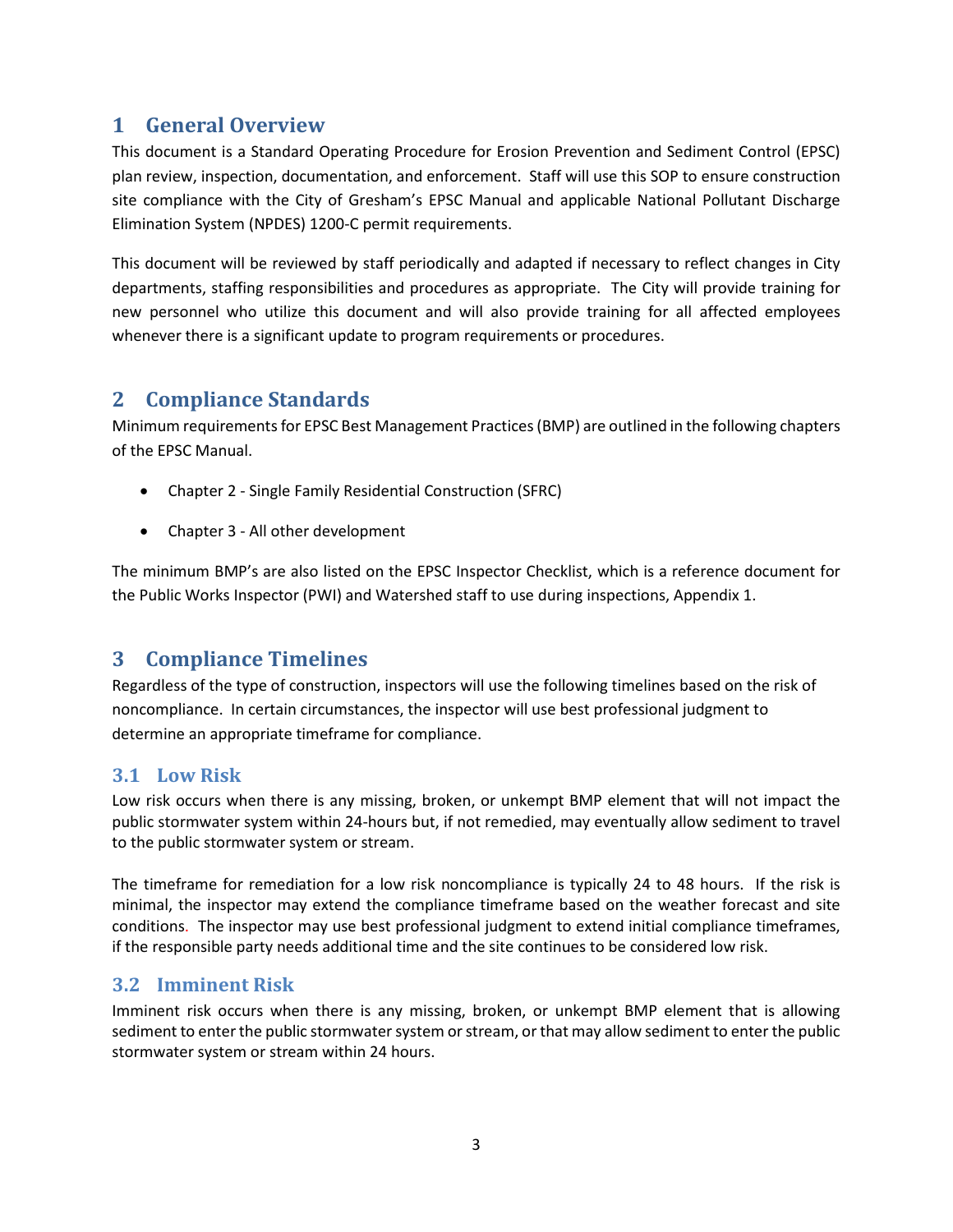# 1 General Overview

This document is a Standard Operating Procedure for Erosion Prevention and Sediment Control (EPSC) plan review, inspection, documentation, and enforcement. Staff will use this SOP to ensure construction site compliance with the City of Gresham's EPSC Manual and applicable National Pollutant Discharge Elimination System (NPDES) 1200-C permit requirements.

This document will be reviewed by staff periodically and adapted if necessary to reflect changes in City departments, staffing responsibilities and procedures as appropriate. The City will provide training for new personnel who utilize this document and will also provide training for all affected employees whenever there is a significant update to program requirements or procedures.

# 2 Compliance Standards

Minimum requirements for EPSC Best Management Practices (BMP) are outlined in the following chapters of the EPSC Manual.

- Chapter 2 - Single Family Residential Construction (SFRC)
- Chapter 3 - All other development

The minimum BMP's are also listed on the EPSC Inspector Checklist, which is a reference document for the Public Works Inspector (PWI) and Watershed staff to use during inspections, Appendix 1.

# 3 Compliance Timelines

Regardless of the type of construction, inspectors will use the following timelines based on the risk of noncompliance. In certain circumstances, the inspector will use best professional judgment to determine an appropriate timeframe for compliance.

## 3.1 Low Risk

Low risk occurs when there is any missing, broken, or unkempt BMP element that will not impact the public stormwater system within 24-hours but, if not remedied, may eventually allow sediment to travel to the public stormwater system or stream.

The timeframe for remediation for a low risk noncompliance is typically 24 to 48 hours. If the risk is minimal, the inspector may extend the compliance timeframe based on the weather forecast and site conditions. The inspector may use best professional judgment to extend initial compliance timeframes, if the responsible party needs additional time and the site continues to be considered low risk.

## 3.2 Imminent Risk

Imminent risk occurs when there is any missing, broken, or unkempt BMP element that is allowing sediment to enter the public stormwater system or stream, or that may allow sediment to enter the public stormwater system or stream within 24 hours.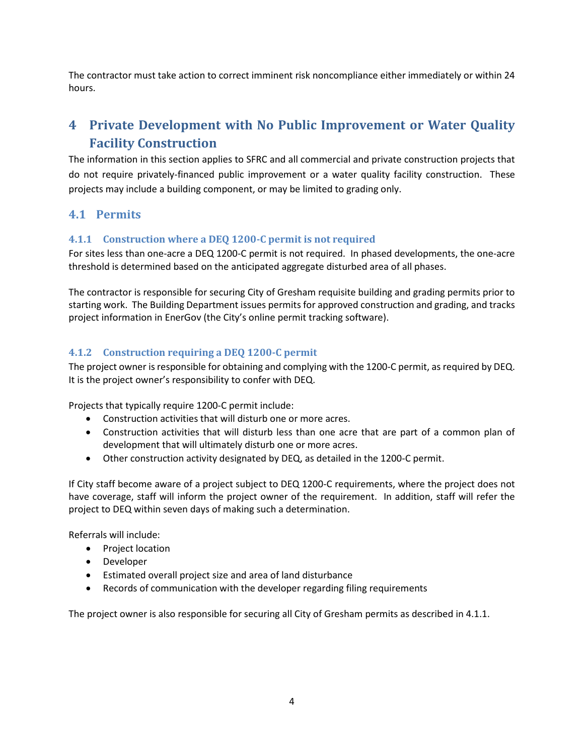The contractor must take action to correct imminent risk noncompliance either immediately or within 24 hours.

# 4 Private Development with No Public Improvement or Water Quality Facility Construction

The information in this section applies to SFRC and all commercial and private construction projects that do not require privately-financed public improvement or a water quality facility construction. These projects may include a building component, or may be limited to grading only.

## 4.1 Permits

### 4.1.1 Construction where a DEQ 1200-C permit is not required

For sites less than one-acre a DEQ 1200-C permit is not required. In phased developments, the one-acre threshold is determined based on the anticipated aggregate disturbed area of all phases.

The contractor is responsible for securing City of Gresham requisite building and grading permits prior to starting work. The Building Department issues permits for approved construction and grading, and tracks project information in EnerGov (the City's online permit tracking software).

### 4.1.2 Construction requiring a DEQ 1200-C permit

The project owner is responsible for obtaining and complying with the 1200-C permit, as required by DEQ. It is the project owner's responsibility to confer with DEQ.

Projects that typically require 1200-C permit include:

- Construction activities that will disturb one or more acres.
- Construction activities that will disturb less than one acre that are part of a common plan of development that will ultimately disturb one or more acres.
- Other construction activity designated by DEQ, as detailed in the 1200-C permit.

If City staff become aware of a project subject to DEQ 1200-C requirements, where the project does not have coverage, staff will inform the project owner of the requirement. In addition, staff will refer the project to DEQ within seven days of making such a determination.

Referrals will include:

- Project location
- Developer
- Estimated overall project size and area of land disturbance
- Records of communication with the developer regarding filing requirements

The project owner is also responsible for securing all City of Gresham permits as described in 4.1.1.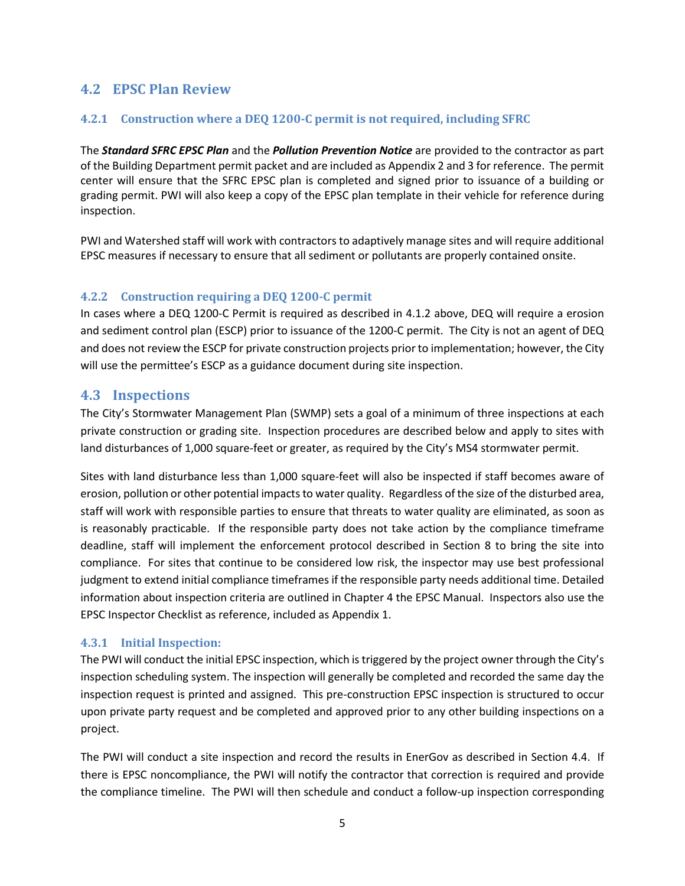## 4.2 EPSC Plan Review

### 4.2.1 Construction where a DEQ 1200-C permit is not required, including SFRC

The ***Standard SFRC EPSC Plan*** and the ***Pollution Prevention Notice*** are provided to the contractor as part of the Building Department permit packet and are included as Appendix 2 and 3 for reference. The permit center will ensure that the SFRC EPSC plan is completed and signed prior to issuance of a building or grading permit. PWI will also keep a copy of the EPSC plan template in their vehicle for reference during inspection.

PWI and Watershed staff will work with contractors to adaptively manage sites and will require additional EPSC measures if necessary to ensure that all sediment or pollutants are properly contained onsite.

### 4.2.2 Construction requiring a DEQ 1200-C permit

In cases where a DEQ 1200-C Permit is required as described in 4.1.2 above, DEQ will require a erosion and sediment control plan (ESCP) prior to issuance of the 1200-C permit. The City is not an agent of DEQ and does not review the ESCP for private construction projects prior to implementation; however, the City will use the permittee's ESCP as a guidance document during site inspection.

## 4.3 Inspections

The City's Stormwater Management Plan (SWMP) sets a goal of a minimum of three inspections at each private construction or grading site. Inspection procedures are described below and apply to sites with land disturbances of 1,000 square-feet or greater, as required by the City's MS4 stormwater permit.

Sites with land disturbance less than 1,000 square-feet will also be inspected if staff becomes aware of erosion, pollution or other potential impacts to water quality. Regardless of the size of the disturbed area, staff will work with responsible parties to ensure that threats to water quality are eliminated, as soon as is reasonably practicable. If the responsible party does not take action by the compliance timeframe deadline, staff will implement the enforcement protocol described in Section 8 to bring the site into compliance. For sites that continue to be considered low risk, the inspector may use best professional judgment to extend initial compliance timeframes if the responsible party needs additional time. Detailed information about inspection criteria are outlined in Chapter 4 the EPSC Manual. Inspectors also use the EPSC Inspector Checklist as reference, included as Appendix 1.

### 4.3.1 Initial Inspection:

The PWI will conduct the initial EPSC inspection, which is triggered by the project owner through the City's inspection scheduling system. The inspection will generally be completed and recorded the same day the inspection request is printed and assigned. This pre-construction EPSC inspection is structured to occur upon private party request and be completed and approved prior to any other building inspections on a project.

The PWI will conduct a site inspection and record the results in EnerGov as described in Section 4.4. If there is EPSC noncompliance, the PWI will notify the contractor that correction is required and provide the compliance timeline. The PWI will then schedule and conduct a follow-up inspection corresponding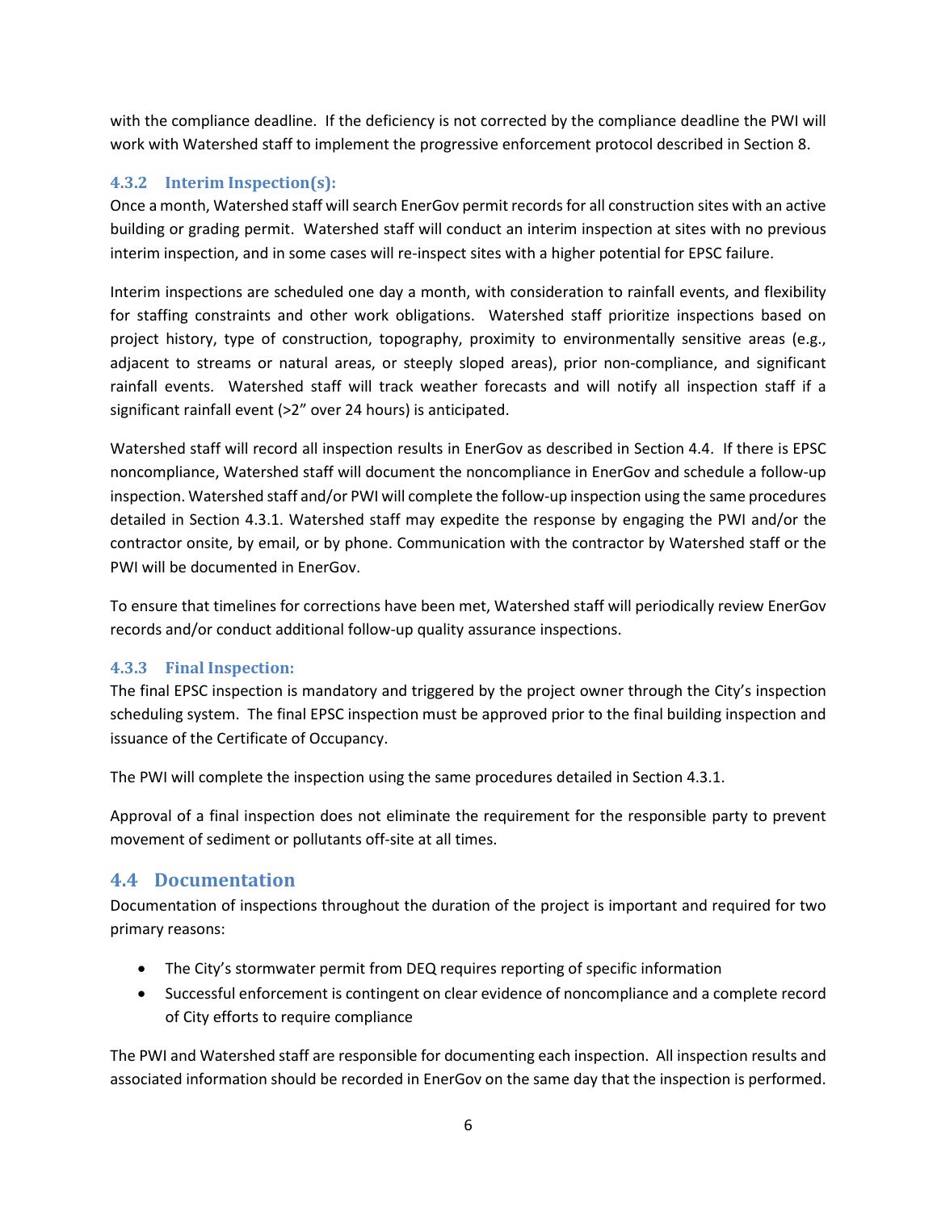with the compliance deadline. If the deficiency is not corrected by the compliance deadline the PWI will work with Watershed staff to implement the progressive enforcement protocol described in Section 8.

### 4.3.2 Interim Inspection(s):

Once a month, Watershed staff will search EnerGov permit records for all construction sites with an active building or grading permit. Watershed staff will conduct an interim inspection at sites with no previous interim inspection, and in some cases will re-inspect sites with a higher potential for EPSC failure.

Interim inspections are scheduled one day a month, with consideration to rainfall events, and flexibility for staffing constraints and other work obligations. Watershed staff prioritize inspections based on project history, type of construction, topography, proximity to environmentally sensitive areas (e.g., adjacent to streams or natural areas, or steeply sloped areas), prior non-compliance, and significant rainfall events. Watershed staff will track weather forecasts and will notify all inspection staff if a significant rainfall event (>2" over 24 hours) is anticipated.

Watershed staff will record all inspection results in EnerGov as described in Section 4.4. If there is EPSC noncompliance, Watershed staff will document the noncompliance in EnerGov and schedule a follow-up inspection. Watershed staff and/or PWI will complete the follow-up inspection using the same procedures detailed in Section 4.3.1. Watershed staff may expedite the response by engaging the PWI and/or the contractor onsite, by email, or by phone. Communication with the contractor by Watershed staff or the PWI will be documented in EnerGov.

To ensure that timelines for corrections have been met, Watershed staff will periodically review EnerGov records and/or conduct additional follow-up quality assurance inspections.

### 4.3.3 Final Inspection:

The final EPSC inspection is mandatory and triggered by the project owner through the City's inspection scheduling system. The final EPSC inspection must be approved prior to the final building inspection and issuance of the Certificate of Occupancy.

The PWI will complete the inspection using the same procedures detailed in Section 4.3.1.

Approval of a final inspection does not eliminate the requirement for the responsible party to prevent movement of sediment or pollutants off-site at all times.

## 4.4 Documentation

Documentation of inspections throughout the duration of the project is important and required for two primary reasons:

- The City's stormwater permit from DEQ requires reporting of specific information
- Successful enforcement is contingent on clear evidence of noncompliance and a complete record of City efforts to require compliance

The PWI and Watershed staff are responsible for documenting each inspection. All inspection results and associated information should be recorded in EnerGov on the same day that the inspection is performed.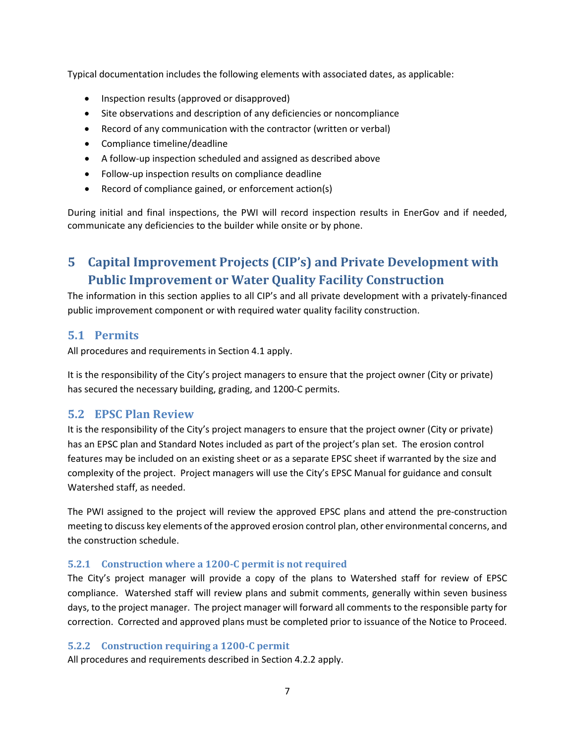Typical documentation includes the following elements with associated dates, as applicable:

- Inspection results (approved or disapproved)
- Site observations and description of any deficiencies or noncompliance
- Record of any communication with the contractor (written or verbal)
- Compliance timeline/deadline
- A follow-up inspection scheduled and assigned as described above
- Follow-up inspection results on compliance deadline
- Record of compliance gained, or enforcement action(s)

During initial and final inspections, the PWI will record inspection results in EnerGov and if needed, communicate any deficiencies to the builder while onsite or by phone.

# 5 Capital Improvement Projects (CIP's) and Private Development with Public Improvement or Water Quality Facility Construction

The information in this section applies to all CIP's and all private development with a privately-financed public improvement component or with required water quality facility construction.

## 5.1 Permits

All procedures and requirements in Section 4.1 apply.

It is the responsibility of the City's project managers to ensure that the project owner (City or private) has secured the necessary building, grading, and 1200-C permits.

## 5.2 EPSC Plan Review

It is the responsibility of the City's project managers to ensure that the project owner (City or private) has an EPSC plan and Standard Notes included as part of the project's plan set. The erosion control features may be included on an existing sheet or as a separate EPSC sheet if warranted by the size and complexity of the project. Project managers will use the City's EPSC Manual for guidance and consult Watershed staff, as needed.

The PWI assigned to the project will review the approved EPSC plans and attend the pre-construction meeting to discuss key elements of the approved erosion control plan, other environmental concerns, and the construction schedule.

### 5.2.1 Construction where a 1200-C permit is not required

The City's project manager will provide a copy of the plans to Watershed staff for review of EPSC compliance. Watershed staff will review plans and submit comments, generally within seven business days, to the project manager. The project manager will forward all comments to the responsible party for correction. Corrected and approved plans must be completed prior to issuance of the Notice to Proceed.

### 5.2.2 Construction requiring a 1200-C permit

All procedures and requirements described in Section 4.2.2 apply.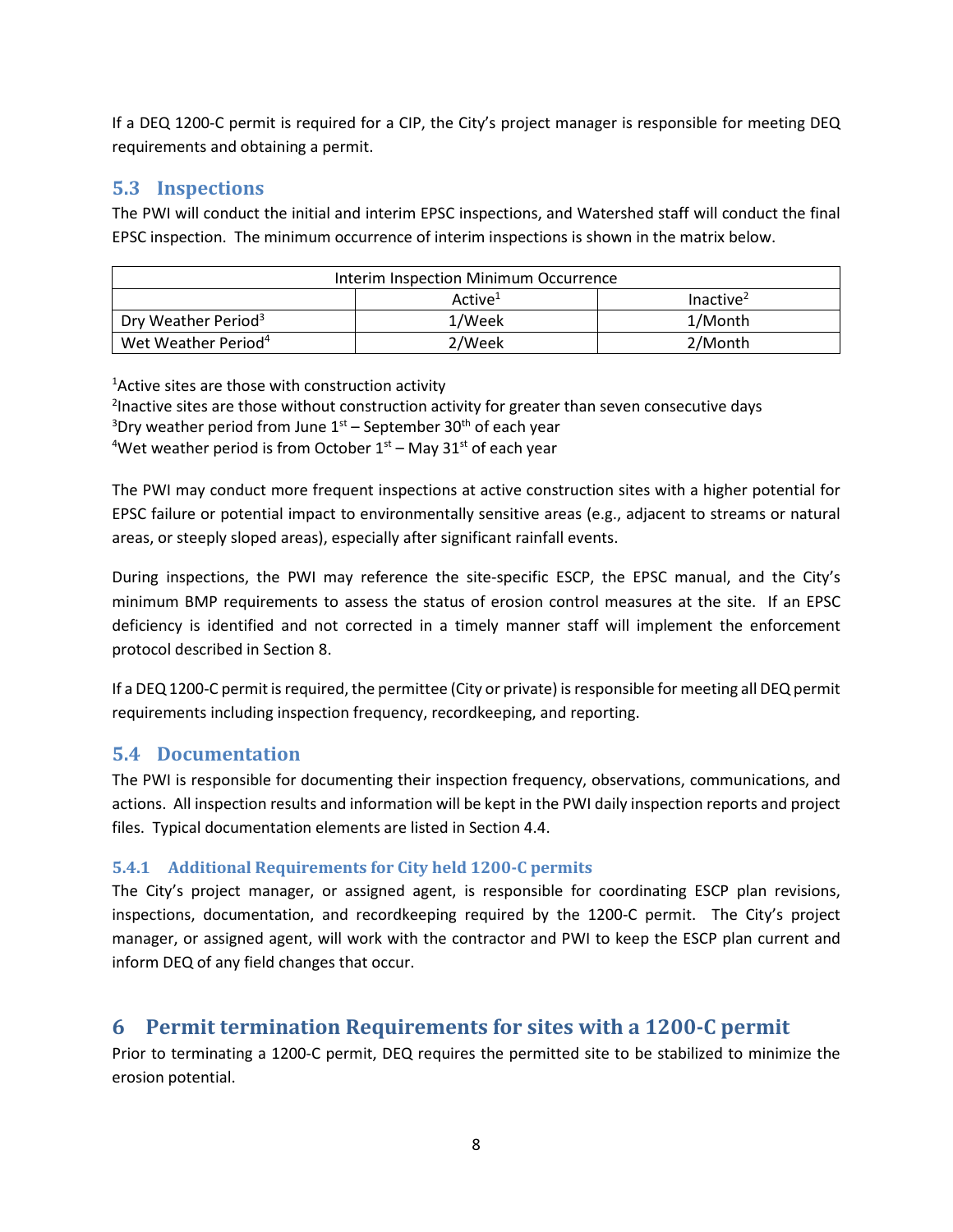If a DEQ 1200-C permit is required for a CIP, the City's project manager is responsible for meeting DEQ requirements and obtaining a permit.

## 5.3 Inspections

The PWI will conduct the initial and interim EPSC inspections, and Watershed staff will conduct the final EPSC inspection. The minimum occurrence of interim inspections is shown in the matrix below.

| Interim Inspection Minimum Occurrence | | |
|---|---|---|
| | Active[1] | Inactive[2] |
| Dry Weather Period[3] | 1/Week | 1/Month |
| Wet Weather Period[4] | 2/Week | 2/Month |

[1]Active sites are those with construction activity
[2]Inactive sites are those without construction activity for greater than seven consecutive days
[3]Dry weather period from June 1st – September 30th of each year
[4]Wet weather period is from October 1st – May 31st of each year

The PWI may conduct more frequent inspections at active construction sites with a higher potential for EPSC failure or potential impact to environmentally sensitive areas (e.g., adjacent to streams or natural areas, or steeply sloped areas), especially after significant rainfall events.

During inspections, the PWI may reference the site-specific ESCP, the EPSC manual, and the City's minimum BMP requirements to assess the status of erosion control measures at the site. If an EPSC deficiency is identified and not corrected in a timely manner staff will implement the enforcement protocol described in Section 8.

If a DEQ 1200-C permit is required, the permittee (City or private) is responsible for meeting all DEQ permit requirements including inspection frequency, recordkeeping, and reporting.

## 5.4 Documentation

The PWI is responsible for documenting their inspection frequency, observations, communications, and actions. All inspection results and information will be kept in the PWI daily inspection reports and project files. Typical documentation elements are listed in Section 4.4.

### 5.4.1 Additional Requirements for City held 1200-C permits

The City's project manager, or assigned agent, is responsible for coordinating ESCP plan revisions, inspections, documentation, and recordkeeping required by the 1200-C permit. The City's project manager, or assigned agent, will work with the contractor and PWI to keep the ESCP plan current and inform DEQ of any field changes that occur.

# 6 Permit termination Requirements for sites with a 1200-C permit

Prior to terminating a 1200-C permit, DEQ requires the permitted site to be stabilized to minimize the erosion potential.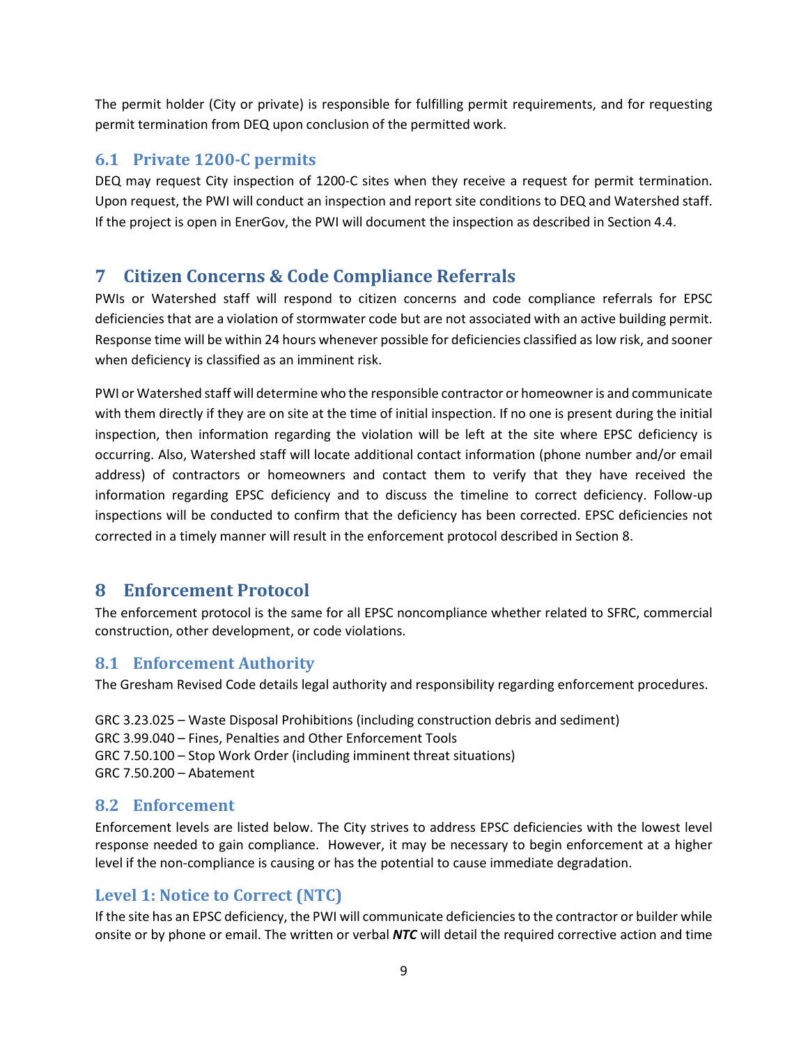The permit holder (City or private) is responsible for fulfilling permit requirements, and for requesting permit termination from DEQ upon conclusion of the permitted work.

## 6.1 Private 1200-C permits

DEQ may request City inspection of 1200-C sites when they receive a request for permit termination. Upon request, the PWI will conduct an inspection and report site conditions to DEQ and Watershed staff. If the project is open in EnerGov, the PWI will document the inspection as described in Section 4.4.

# 7 Citizen Concerns & Code Compliance Referrals

PWIs or Watershed staff will respond to citizen concerns and code compliance referrals for EPSC deficiencies that are a violation of stormwater code but are not associated with an active building permit. Response time will be within 24 hours whenever possible for deficiencies classified as low risk, and sooner when deficiency is classified as an imminent risk.

PWI or Watershed staff will determine who the responsible contractor or homeowner is and communicate with them directly if they are on site at the time of initial inspection. If no one is present during the initial inspection, then information regarding the violation will be left at the site where EPSC deficiency is occurring. Also, Watershed staff will locate additional contact information (phone number and/or email address) of contractors or homeowners and contact them to verify that they have received the information regarding EPSC deficiency and to discuss the timeline to correct deficiency. Follow-up inspections will be conducted to confirm that the deficiency has been corrected. EPSC deficiencies not corrected in a timely manner will result in the enforcement protocol described in Section 8.

# 8 Enforcement Protocol

The enforcement protocol is the same for all EPSC noncompliance whether related to SFRC, commercial construction, other development, or code violations.

## 8.1 Enforcement Authority

The Gresham Revised Code details legal authority and responsibility regarding enforcement procedures.

GRC 3.23.025 – Waste Disposal Prohibitions (including construction debris and sediment)
GRC 3.99.040 – Fines, Penalties and Other Enforcement Tools
GRC 7.50.100 – Stop Work Order (including imminent threat situations)
GRC 7.50.200 – Abatement

## 8.2 Enforcement

Enforcement levels are listed below. The City strives to address EPSC deficiencies with the lowest level response needed to gain compliance. However, it may be necessary to begin enforcement at a higher level if the non-compliance is causing or has the potential to cause immediate degradation.

### Level 1: Notice to Correct (NTC)

If the site has an EPSC deficiency, the PWI will communicate deficiencies to the contractor or builder while onsite or by phone or email. The written or verbal ***NTC*** will detail the required corrective action and time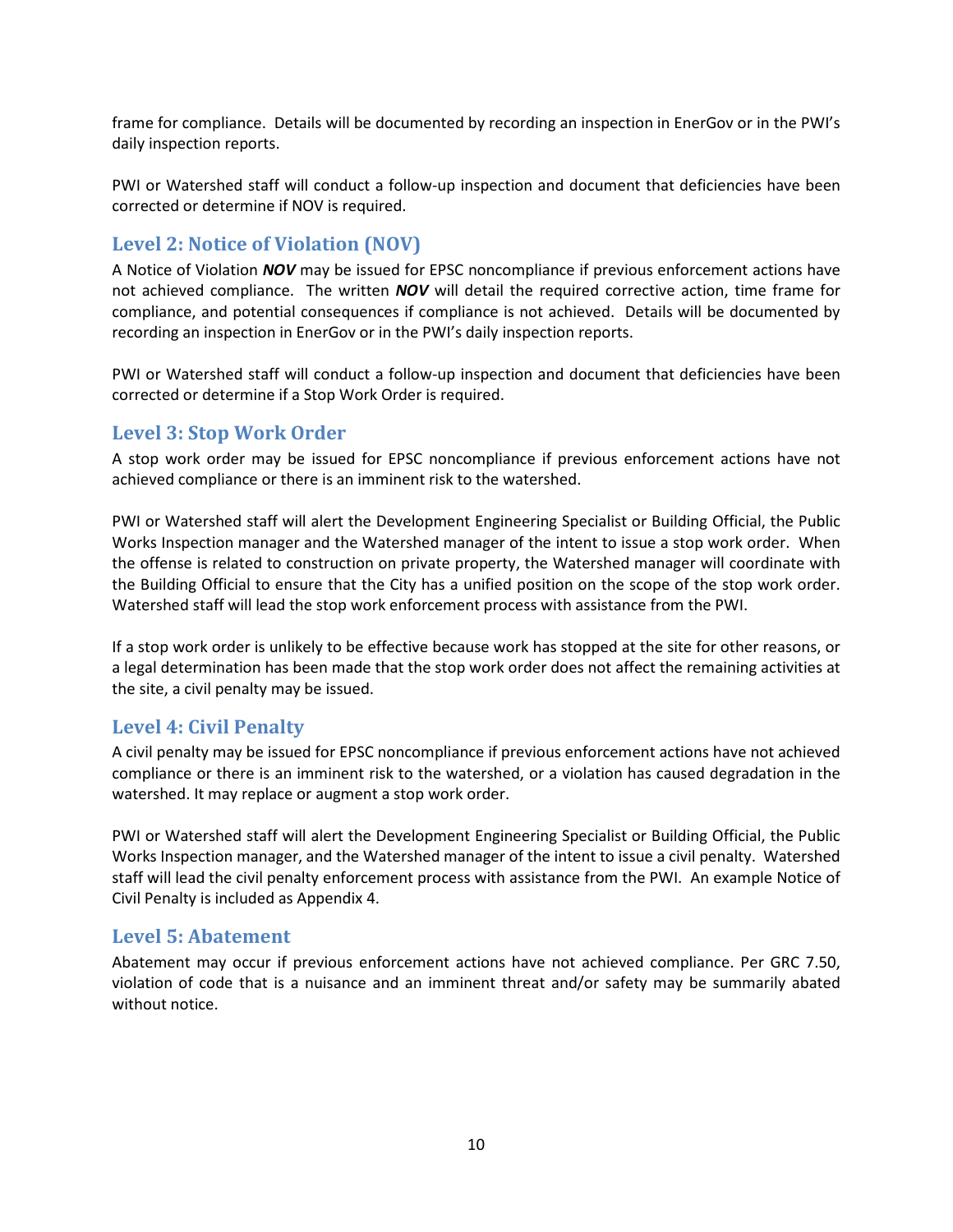frame for compliance. Details will be documented by recording an inspection in EnerGov or in the PWI's daily inspection reports.

PWI or Watershed staff will conduct a follow-up inspection and document that deficiencies have been corrected or determine if NOV is required.

## Level 2: Notice of Violation (NOV)

A Notice of Violation ***NOV*** may be issued for EPSC noncompliance if previous enforcement actions have not achieved compliance. The written ***NOV*** will detail the required corrective action, time frame for compliance, and potential consequences if compliance is not achieved. Details will be documented by recording an inspection in EnerGov or in the PWI's daily inspection reports.

PWI or Watershed staff will conduct a follow-up inspection and document that deficiencies have been corrected or determine if a Stop Work Order is required.

## Level 3: Stop Work Order

A stop work order may be issued for EPSC noncompliance if previous enforcement actions have not achieved compliance or there is an imminent risk to the watershed.

PWI or Watershed staff will alert the Development Engineering Specialist or Building Official, the Public Works Inspection manager and the Watershed manager of the intent to issue a stop work order. When the offense is related to construction on private property, the Watershed manager will coordinate with the Building Official to ensure that the City has a unified position on the scope of the stop work order. Watershed staff will lead the stop work enforcement process with assistance from the PWI.

If a stop work order is unlikely to be effective because work has stopped at the site for other reasons, or a legal determination has been made that the stop work order does not affect the remaining activities at the site, a civil penalty may be issued.

## Level 4: Civil Penalty

A civil penalty may be issued for EPSC noncompliance if previous enforcement actions have not achieved compliance or there is an imminent risk to the watershed, or a violation has caused degradation in the watershed. It may replace or augment a stop work order.

PWI or Watershed staff will alert the Development Engineering Specialist or Building Official, the Public Works Inspection manager, and the Watershed manager of the intent to issue a civil penalty. Watershed staff will lead the civil penalty enforcement process with assistance from the PWI. An example Notice of Civil Penalty is included as Appendix 4.

## Level 5: Abatement

Abatement may occur if previous enforcement actions have not achieved compliance. Per GRC 7.50, violation of code that is a nuisance and an imminent threat and/or safety may be summarily abated without notice.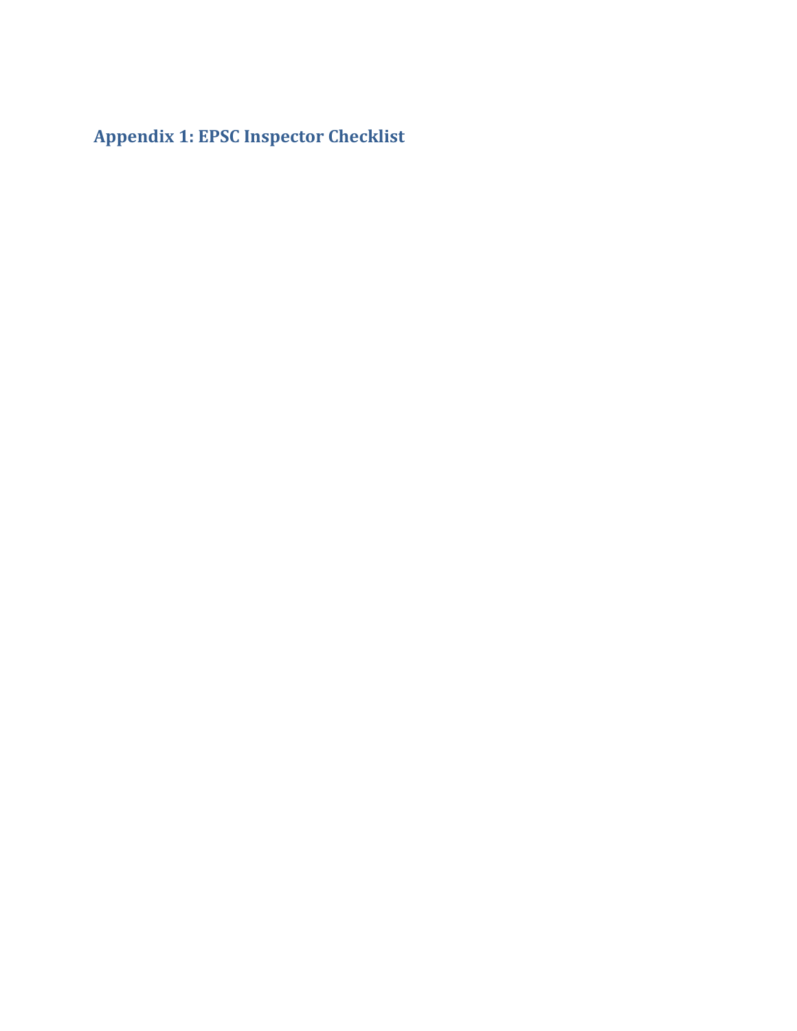## Appendix 1: EPSC Inspector Checklist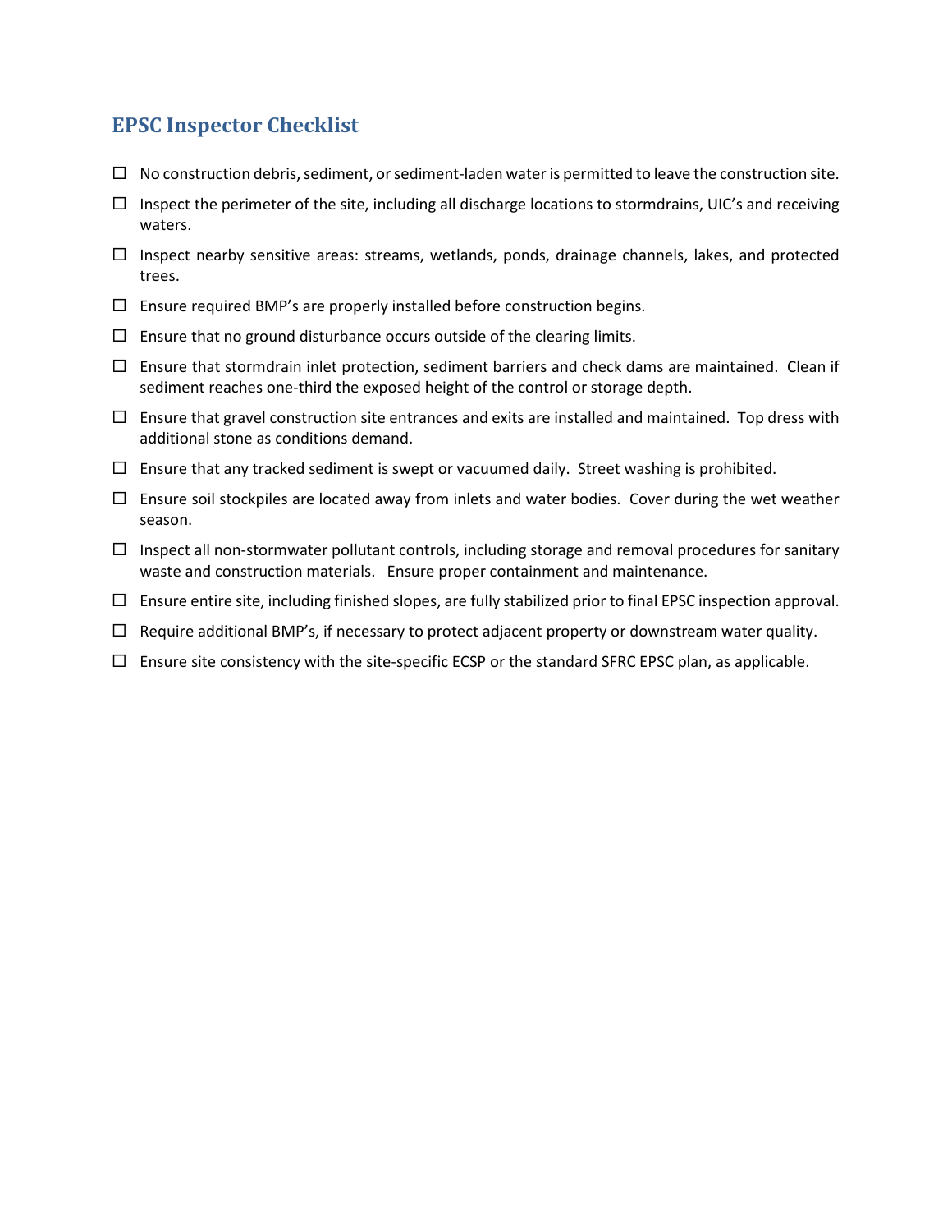## EPSC Inspector Checklist

- ☐ No construction debris, sediment, or sediment-laden water is permitted to leave the construction site.
- ☐ Inspect the perimeter of the site, including all discharge locations to stormdrains, UIC's and receiving waters.
- ☐ Inspect nearby sensitive areas: streams, wetlands, ponds, drainage channels, lakes, and protected trees.
- ☐ Ensure required BMP's are properly installed before construction begins.
- ☐ Ensure that no ground disturbance occurs outside of the clearing limits.
- ☐ Ensure that stormdrain inlet protection, sediment barriers and check dams are maintained. Clean if sediment reaches one-third the exposed height of the control or storage depth.
- ☐ Ensure that gravel construction site entrances and exits are installed and maintained. Top dress with additional stone as conditions demand.
- ☐ Ensure that any tracked sediment is swept or vacuumed daily. Street washing is prohibited.
- ☐ Ensure soil stockpiles are located away from inlets and water bodies. Cover during the wet weather season.
- ☐ Inspect all non-stormwater pollutant controls, including storage and removal procedures for sanitary waste and construction materials. Ensure proper containment and maintenance.
- ☐ Ensure entire site, including finished slopes, are fully stabilized prior to final EPSC inspection approval.
- ☐ Require additional BMP's, if necessary to protect adjacent property or downstream water quality.
- ☐ Ensure site consistency with the site-specific ECSP or the standard SFRC EPSC plan, as applicable.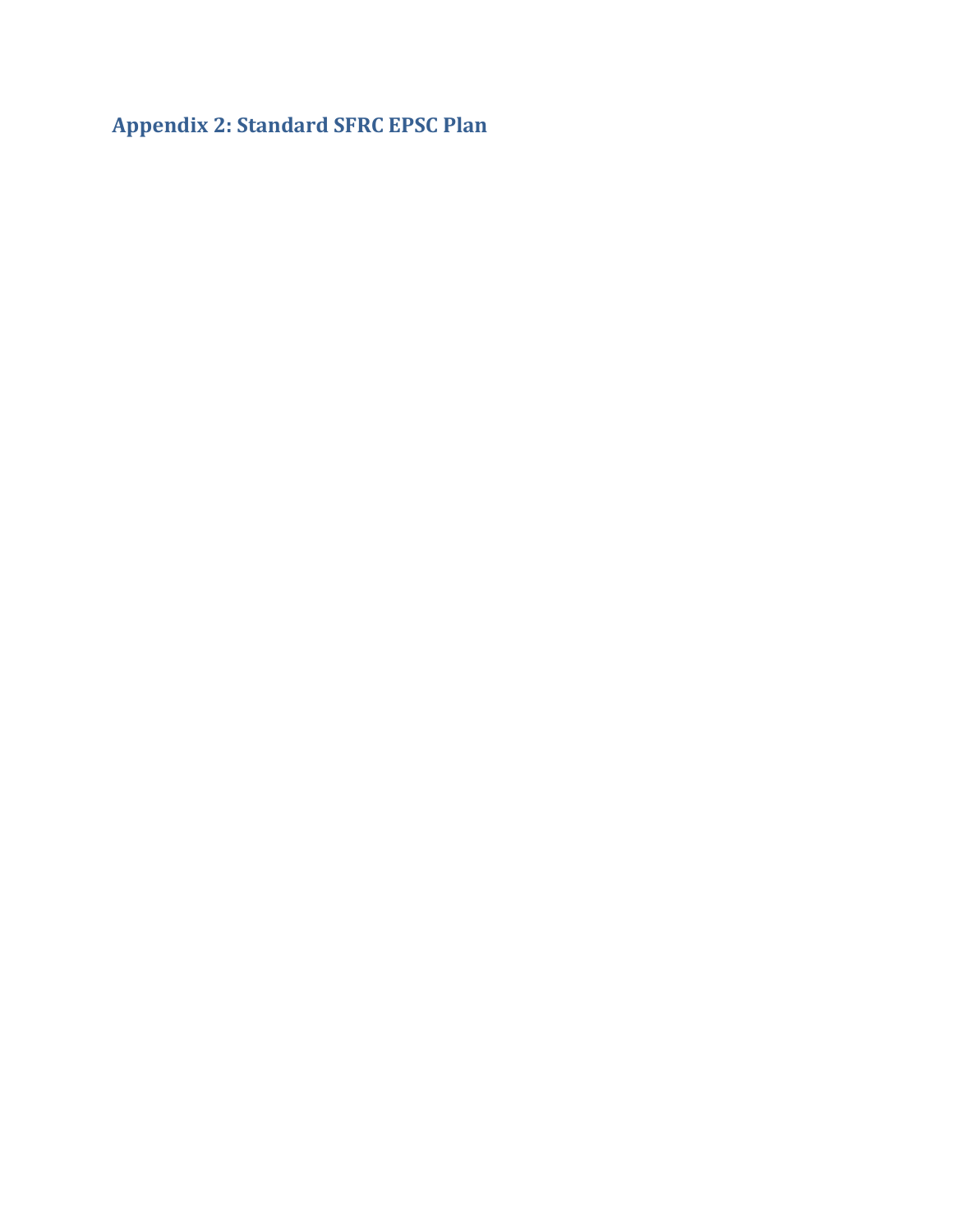## Appendix 2: Standard SFRC EPSC Plan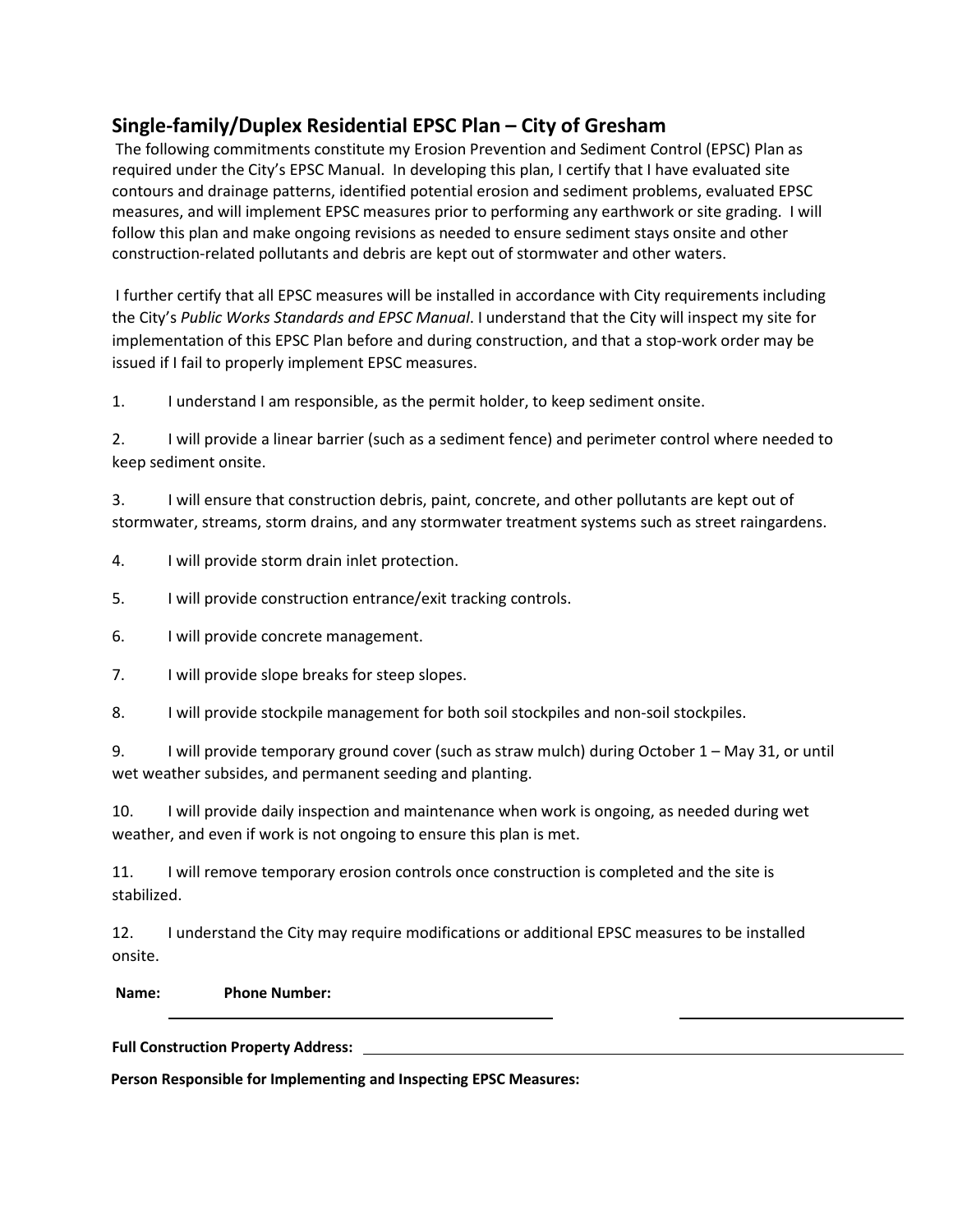## Single-family/Duplex Residential EPSC Plan – City of Gresham

The following commitments constitute my Erosion Prevention and Sediment Control (EPSC) Plan as required under the City's EPSC Manual. In developing this plan, I certify that I have evaluated site contours and drainage patterns, identified potential erosion and sediment problems, evaluated EPSC measures, and will implement EPSC measures prior to performing any earthwork or site grading. I will follow this plan and make ongoing revisions as needed to ensure sediment stays onsite and other construction-related pollutants and debris are kept out of stormwater and other waters.

I further certify that all EPSC measures will be installed in accordance with City requirements including the City's *Public Works Standards and EPSC Manual*. I understand that the City will inspect my site for implementation of this EPSC Plan before and during construction, and that a stop-work order may be issued if I fail to properly implement EPSC measures.

1. I understand I am responsible, as the permit holder, to keep sediment onsite.
2. I will provide a linear barrier (such as a sediment fence) and perimeter control where needed to keep sediment onsite.
3. I will ensure that construction debris, paint, concrete, and other pollutants are kept out of stormwater, streams, storm drains, and any stormwater treatment systems such as street raingardens.
4. I will provide storm drain inlet protection.
5. I will provide construction entrance/exit tracking controls.
6. I will provide concrete management.
7. I will provide slope breaks for steep slopes.
8. I will provide stockpile management for both soil stockpiles and non-soil stockpiles.
9. I will provide temporary ground cover (such as straw mulch) during October 1 – May 31, or until wet weather subsides, and permanent seeding and planting.
10. I will provide daily inspection and maintenance when work is ongoing, as needed during wet weather, and even if work is not ongoing to ensure this plan is met.
11. I will remove temporary erosion controls once construction is completed and the site is stabilized.
12. I understand the City may require modifications or additional EPSC measures to be installed onsite.

**Name:** ______________________________ **Phone Number:** ______________________

**Full Construction Property Address:** ______________________________________________

**Person Responsible for Implementing and Inspecting EPSC Measures:**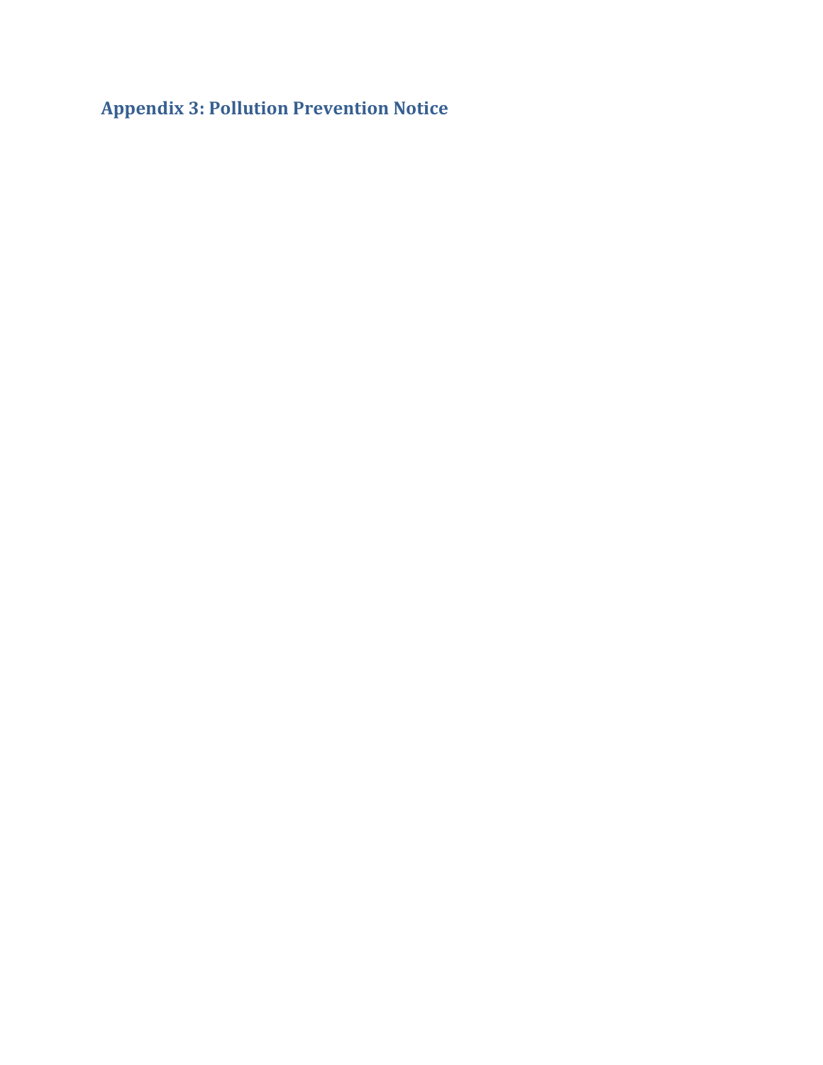## Appendix 3: Pollution Prevention Notice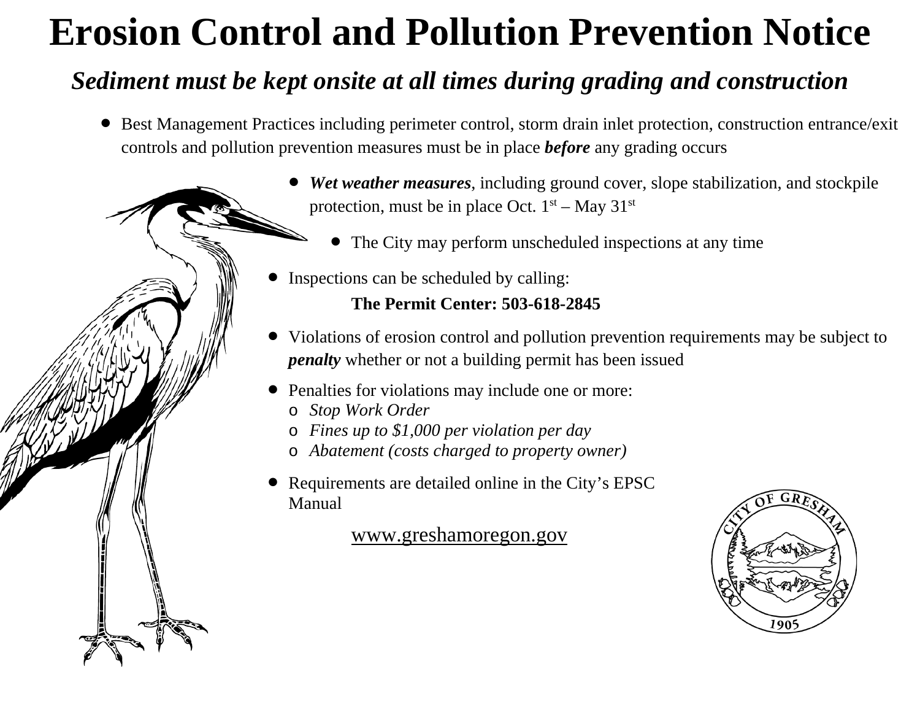# Erosion Control and Pollution Prevention Notice

## *Sediment must be kept onsite at all times during grading and construction*

- Best Management Practices including perimeter control, storm drain inlet protection, construction entrance/exit controls and pollution prevention measures must be in place ***before*** any grading occurs
- ***Wet weather measures***, including ground cover, slope stabilization, and stockpile protection, must be in place Oct. 1st – May 31st
- The City may perform unscheduled inspections at any time
- Inspections can be scheduled by calling:

  **The Permit Center: 503-618-2845**

- Violations of erosion control and pollution prevention requirements may be subject to ***penalty*** whether or not a building permit has been issued
- Penalties for violations may include one or more:
  - *Stop Work Order*
  - *Fines up to $1,000 per violation per day*
  - *Abatement (costs charged to property owner)*
- Requirements are detailed online in the City's EPSC Manual

  www.greshamoregon.gov

CITY OF GRESHAM
1905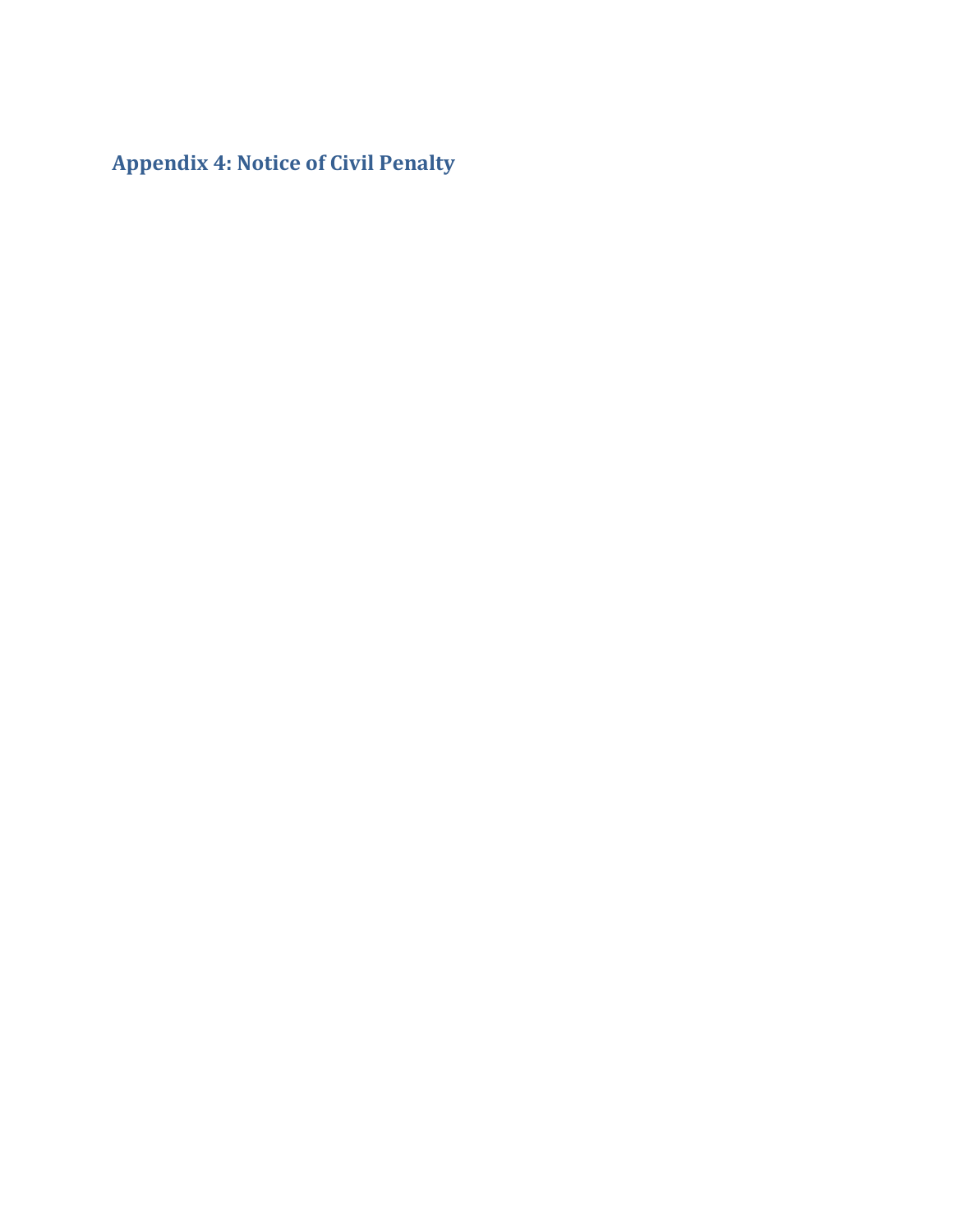## Appendix 4: Notice of Civil Penalty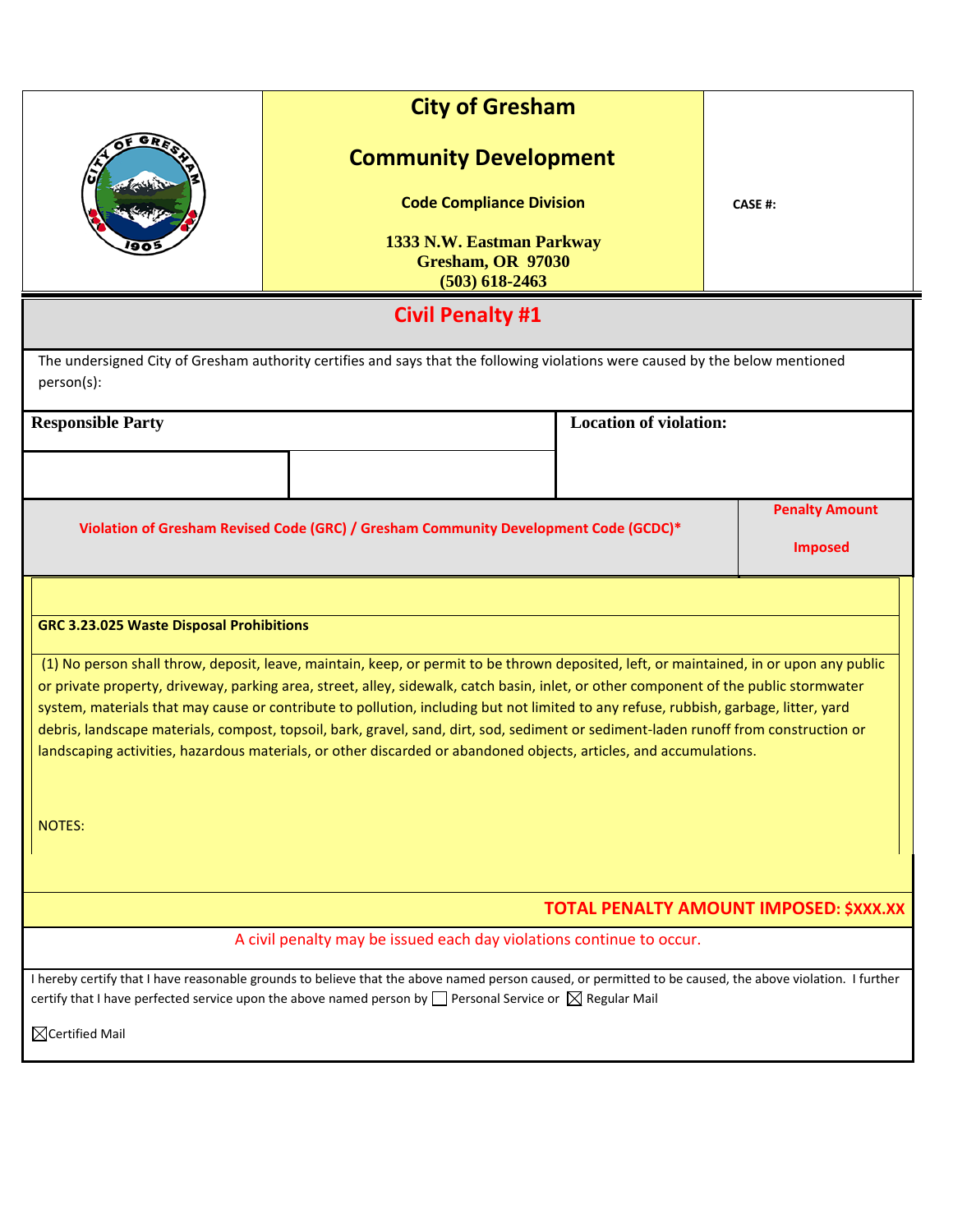# City of Gresham

## Community Development

**Code Compliance Division**

**1333 N.W. Eastman Parkway**
**Gresham, OR 97030**
**(503) 618-2463**

**CASE #:**

## Civil Penalty #1

The undersigned City of Gresham authority certifies and says that the following violations were caused by the below mentioned person(s):

| **Responsible Party** | | **Location of violation:** |
|---|---|---|
| | | |

| Violation of Gresham Revised Code (GRC) / Gresham Community Development Code (GCDC)* | Penalty Amount Imposed |
|---|---|
| | |

**GRC 3.23.025 Waste Disposal Prohibitions**

(1) No person shall throw, deposit, leave, maintain, keep, or permit to be thrown deposited, left, or maintained, in or upon any public or private property, driveway, parking area, street, alley, sidewalk, catch basin, inlet, or other component of the public stormwater system, materials that may cause or contribute to pollution, including but not limited to any refuse, rubbish, garbage, litter, yard debris, landscape materials, compost, topsoil, bark, gravel, sand, dirt, sod, sediment or sediment-laden runoff from construction or landscaping activities, hazardous materials, or other discarded or abandoned objects, articles, and accumulations.

NOTES:

**TOTAL PENALTY AMOUNT IMPOSED: $XXX.XX**

A civil penalty may be issued each day violations continue to occur.

I hereby certify that I have reasonable grounds to believe that the above named person caused, or permitted to be caused, the above violation. I further certify that I have perfected service upon the above named person by ☐ Personal Service or ☒ Regular Mail

☒ Certified Mail